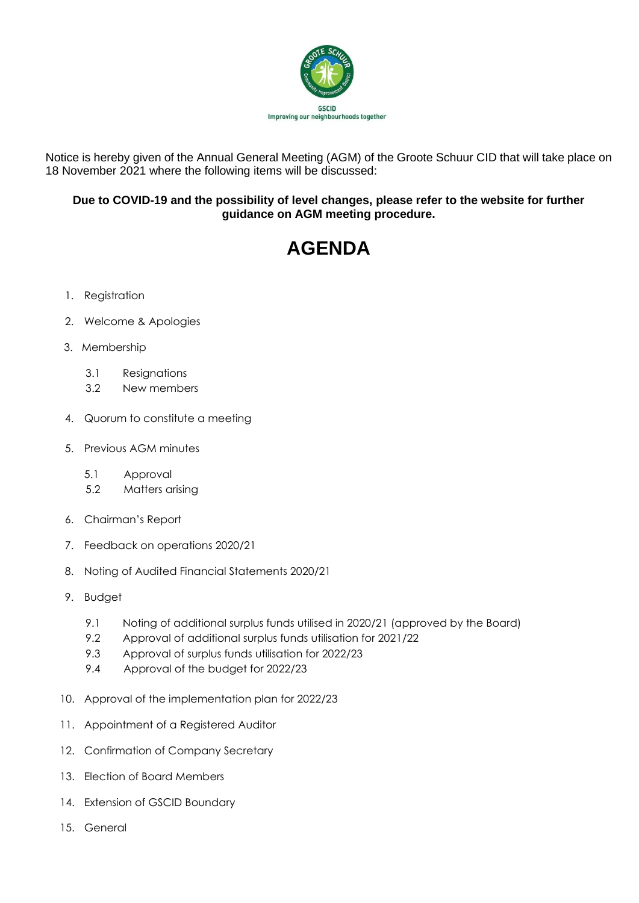GSCID
Improving our neighbourhoods together

Notice is hereby given of the Annual General Meeting (AGM) of the Groote Schuur CID that will take place on 18 November 2021 where the following items will be discussed:

**Due to COVID-19 and the possibility of level changes, please refer to the website for further guidance on AGM meeting procedure.**

# AGENDA

1. Registration
2. Welcome & Apologies
3. Membership
   - 3.1 Resignations
   - 3.2 New members
4. Quorum to constitute a meeting
5. Previous AGM minutes
   - 5.1 Approval
   - 5.2 Matters arising
6. Chairman's Report
7. Feedback on operations 2020/21
8. Noting of Audited Financial Statements 2020/21
9. Budget
   - 9.1 Noting of additional surplus funds utilised in 2020/21 (approved by the Board)
   - 9.2 Approval of additional surplus funds utilisation for 2021/22
   - 9.3 Approval of surplus funds utilisation for 2022/23
   - 9.4 Approval of the budget for 2022/23
10. Approval of the implementation plan for 2022/23
11. Appointment of a Registered Auditor
12. Confirmation of Company Secretary
13. Election of Board Members
14. Extension of GSCID Boundary
15. General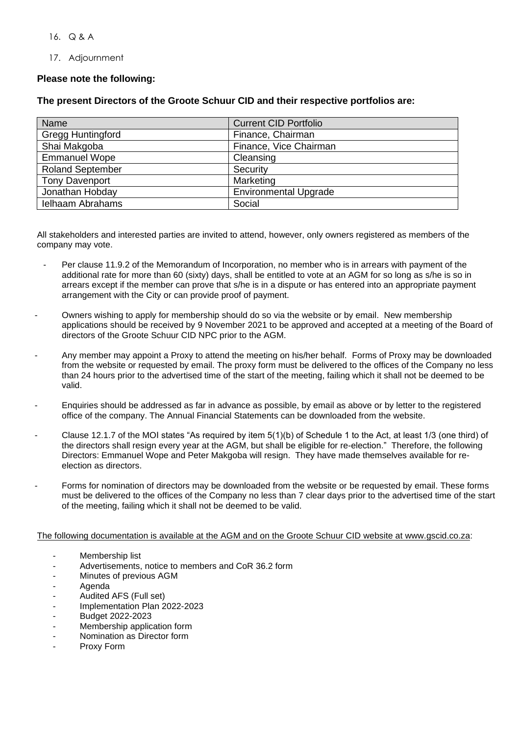16. Q & A

17. Adjournment

**Please note the following:**

**The present Directors of the Groote Schuur CID and their respective portfolios are:**

| Name | Current CID Portfolio |
|---|---|
| Gregg Huntingford | Finance, Chairman |
| Shai Makgoba | Finance, Vice Chairman |
| Emmanuel Wope | Cleansing |
| Roland September | Security |
| Tony Davenport | Marketing |
| Jonathan Hobday | Environmental Upgrade |
| Ielhaam Abrahams | Social |

All stakeholders and interested parties are invited to attend, however, only owners registered as members of the company may vote.

- Per clause 11.9.2 of the Memorandum of Incorporation, no member who is in arrears with payment of the additional rate for more than 60 (sixty) days, shall be entitled to vote at an AGM for so long as s/he is so in arrears except if the member can prove that s/he is in a dispute or has entered into an appropriate payment arrangement with the City or can provide proof of payment.
- Owners wishing to apply for membership should do so via the website or by email. New membership applications should be received by 9 November 2021 to be approved and accepted at a meeting of the Board of directors of the Groote Schuur CID NPC prior to the AGM.
- Any member may appoint a Proxy to attend the meeting on his/her behalf. Forms of Proxy may be downloaded from the website or requested by email. The proxy form must be delivered to the offices of the Company no less than 24 hours prior to the advertised time of the start of the meeting, failing which it shall not be deemed to be valid.
- Enquiries should be addressed as far in advance as possible, by email as above or by letter to the registered office of the company. The Annual Financial Statements can be downloaded from the website.
- Clause 12.1.7 of the MOI states "As required by item 5(1)(b) of Schedule 1 to the Act, at least 1/3 (one third) of the directors shall resign every year at the AGM, but shall be eligible for re-election." Therefore, the following Directors: Emmanuel Wope and Peter Makgoba will resign. They have made themselves available for re-election as directors.
- Forms for nomination of directors may be downloaded from the website or be requested by email. These forms must be delivered to the offices of the Company no less than 7 clear days prior to the advertised time of the start of the meeting, failing which it shall not be deemed to be valid.

The following documentation is available at the AGM and on the Groote Schuur CID website at www.gscid.co.za:

- Membership list
- Advertisements, notice to members and CoR 36.2 form
- Minutes of previous AGM
- Agenda
- Audited AFS (Full set)
- Implementation Plan 2022-2023
- Budget 2022-2023
- Membership application form
- Nomination as Director form
- Proxy Form